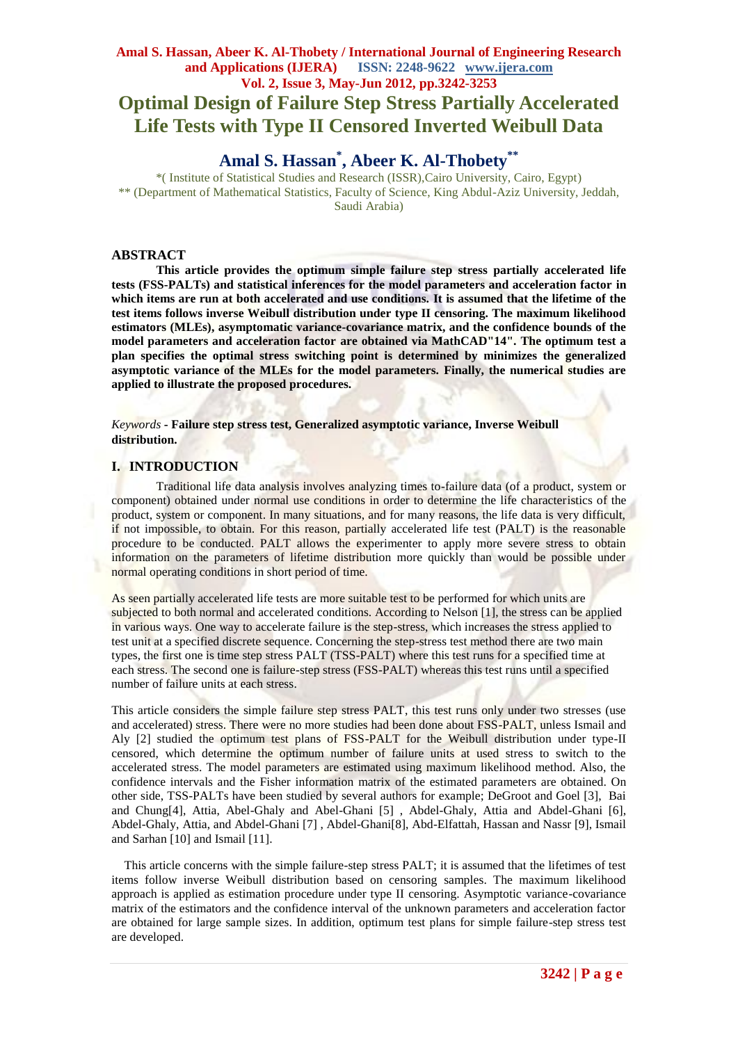# Optimal Design of Failure Step Stress Partially Accelerated Life Tests with Type II Censored Inverted Weibull Data

## Amal S. Hassan*, Abeer K. Al-Thobety**

*( Institute of Statistical Studies and Research (ISSR),Cairo University, Cairo, Egypt)
** (Department of Mathematical Statistics, Faculty of Science, King Abdul-Aziz University, Jeddah, Saudi Arabia)

### ABSTRACT

**This article provides the optimum simple failure step stress partially accelerated life tests (FSS-PALTs) and statistical inferences for the model parameters and acceleration factor in which items are run at both accelerated and use conditions. It is assumed that the lifetime of the test items follows inverse Weibull distribution under type II censoring. The maximum likelihood estimators (MLEs), asymptomatic variance-covariance matrix, and the confidence bounds of the model parameters and acceleration factor are obtained via MathCAD"14". The optimum test a plan specifies the optimal stress switching point is determined by minimizes the generalized asymptotic variance of the MLEs for the model parameters. Finally, the numerical studies are applied to illustrate the proposed procedures.**

*Keywords* - **Failure step stress test, Generalized asymptotic variance, Inverse Weibull distribution.**

## I. INTRODUCTION

Traditional life data analysis involves analyzing times to-failure data (of a product, system or component) obtained under normal use conditions in order to determine the life characteristics of the product, system or component. In many situations, and for many reasons, the life data is very difficult, if not impossible, to obtain. For this reason, partially accelerated life test (PALT) is the reasonable procedure to be conducted. PALT allows the experimenter to apply more severe stress to obtain information on the parameters of lifetime distribution more quickly than would be possible under normal operating conditions in short period of time.

As seen partially accelerated life tests are more suitable test to be performed for which units are subjected to both normal and accelerated conditions. According to Nelson [1], the stress can be applied in various ways. One way to accelerate failure is the step-stress, which increases the stress applied to test unit at a specified discrete sequence. Concerning the step-stress test method there are two main types, the first one is time step stress PALT (TSS-PALT) where this test runs for a specified time at each stress. The second one is failure-step stress (FSS-PALT) whereas this test runs until a specified number of failure units at each stress.

This article considers the simple failure step stress PALT, this test runs only under two stresses (use and accelerated) stress. There were no more studies had been done about FSS-PALT, unless Ismail and Aly [2] studied the optimum test plans of FSS-PALT for the Weibull distribution under type-II censored, which determine the optimum number of failure units at used stress to switch to the accelerated stress. The model parameters are estimated using maximum likelihood method. Also, the confidence intervals and the Fisher information matrix of the estimated parameters are obtained. On other side, TSS-PALTs have been studied by several authors for example; DeGroot and Goel [3], Bai and Chung[4], Attia, Abel-Ghaly and Abel-Ghani [5] , Abdel-Ghaly, Attia and Abdel-Ghani [6], Abdel-Ghaly, Attia, and Abdel-Ghani [7] , Abdel-Ghani[8], Abd-Elfattah, Hassan and Nassr [9], Ismail and Sarhan [10] and Ismail [11].

This article concerns with the simple failure-step stress PALT; it is assumed that the lifetimes of test items follow inverse Weibull distribution based on censoring samples. The maximum likelihood approach is applied as estimation procedure under type II censoring. Asymptotic variance-covariance matrix of the estimators and the confidence interval of the unknown parameters and acceleration factor are obtained for large sample sizes. In addition, optimum test plans for simple failure-step stress test are developed.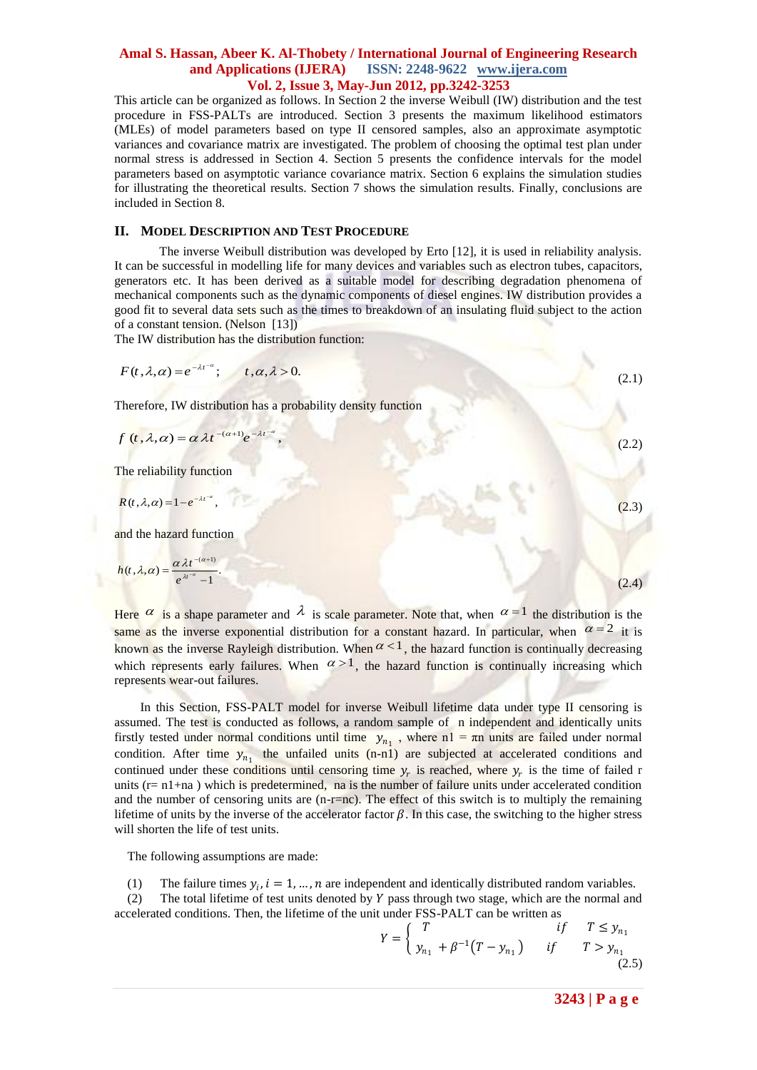This article can be organized as follows. In Section 2 the inverse Weibull (IW) distribution and the test procedure in FSS-PALTs are introduced. Section 3 presents the maximum likelihood estimators (MLEs) of model parameters based on type II censored samples, also an approximate asymptotic variances and covariance matrix are investigated. The problem of choosing the optimal test plan under normal stress is addressed in Section 4. Section 5 presents the confidence intervals for the model parameters based on asymptotic variance covariance matrix. Section 6 explains the simulation studies for illustrating the theoretical results. Section 7 shows the simulation results. Finally, conclusions are included in Section 8.

## II. Model Description and Test Procedure

The inverse Weibull distribution was developed by Erto [12], it is used in reliability analysis. It can be successful in modelling life for many devices and variables such as electron tubes, capacitors, generators etc. It has been derived as a suitable model for describing degradation phenomena of mechanical components such as the dynamic components of diesel engines. IW distribution provides a good fit to several data sets such as the times to breakdown of an insulating fluid subject to the action of a constant tension. (Nelson [13])

The IW distribution has the distribution function:

$$F(t,\lambda,\alpha) = e^{-\lambda t^{-\alpha}}; \qquad t,\alpha,\lambda > 0. \tag{2.1}$$

Therefore, IW distribution has a probability density function

$$f\,(t,\lambda,\alpha) = \alpha\,\lambda t^{-(\alpha+1)} e^{-\lambda t^{-\alpha}}, \tag{2.2}$$

The reliability function

$$R(t,\lambda,\alpha) = 1 - e^{-\lambda t^{-\alpha}}, \tag{2.3}$$

and the hazard function

$$h(t,\lambda,\alpha) = \frac{\alpha\lambda t^{-(\alpha+1)}}{e^{\lambda t^{-\alpha}} - 1}. \tag{2.4}$$

Here $\alpha$ is a shape parameter and $\lambda$ is scale parameter. Note that, when $\alpha = 1$ the distribution is the same as the inverse exponential distribution for a constant hazard. In particular, when $\alpha = 2$ it is known as the inverse Rayleigh distribution. When $\alpha < 1$, the hazard function is continually decreasing which represents early failures. When $\alpha > 1$, the hazard function is continually increasing which represents wear-out failures.

In this Section, FSS-PALT model for inverse Weibull lifetime data under type II censoring is assumed. The test is conducted as follows, a random sample of n independent and identically units firstly tested under normal conditions until time $y_{n_1}$, where n1 = πn units are failed under normal condition. After time $y_{n_1}$ the unfailed units (n-n1) are subjected at accelerated conditions and continued under these conditions until censoring time $y_r$ is reached, where $y_r$ is the time of failed r units (r= n1+na ) which is predetermined, na is the number of failure units under accelerated condition and the number of censoring units are (n-r=nc). The effect of this switch is to multiply the remaining lifetime of units by the inverse of the accelerator factor $\beta$. In this case, the switching to the higher stress will shorten the life of test units.

The following assumptions are made:

(1) The failure times $y_i, i = 1, \ldots, n$ are independent and identically distributed random variables.

(2) The total lifetime of test units denoted by $Y$ pass through two stage, which are the normal and accelerated conditions. Then, the lifetime of the unit under FSS-PALT can be written as

$$Y = \begin{cases} T & if \quad T \le y_{n_1} \\ y_{n_1} + \beta^{-1}(T - y_{n_1}) & if \quad T > y_{n_1} \end{cases} \tag{2.5}$$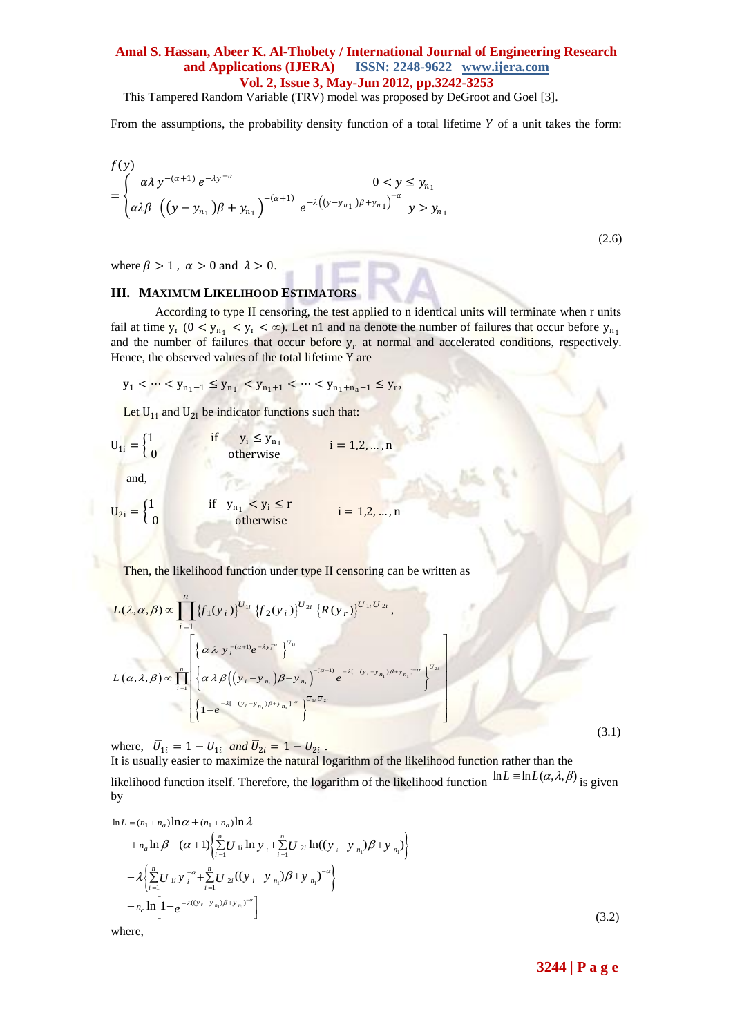This Tampered Random Variable (TRV) model was proposed by DeGroot and Goel [3].

From the assumptions, the probability density function of a total lifetime $Y$ of a unit takes the form:

$$
f(y) = \begin{cases} \alpha\lambda\, y^{-(\alpha+1)}\, e^{-\lambda y^{-\alpha}} & 0 < y \le y_{n_1} \\ \alpha\lambda\beta\ \left((y - y_{n_1})\beta + y_{n_1}\right)^{-(\alpha+1)}\ e^{-\lambda\left((y-y_{n_1})\beta + y_{n_1}\right)^{-\alpha}} & y > y_{n_1} \end{cases} \tag{2.6}
$$

where $\beta > 1$, $\alpha > 0$ and $\lambda > 0$.

## III. Maximum Likelihood Estimators

According to type II censoring, the test applied to n identical units will terminate when r units fail at time $y_r$ $(0 < y_{n_1} < y_r < \infty)$. Let n1 and na denote the number of failures that occur before $y_{n_1}$ and the number of failures that occur before $y_r$ at normal and accelerated conditions, respectively. Hence, the observed values of the total lifetime Y are

$$
y_1 < \cdots < y_{n_1-1} \le y_{n_1} < y_{n_1+1} < \cdots < y_{n_1+n_a-1} \le y_r,
$$

Let $U_{1i}$ and $U_{2i}$ be indicator functions such that:

$$
U_{1i} = \begin{cases} 1 & \text{if} \quad y_i \le y_{n_1} \\ 0 & \text{otherwise} \end{cases} \qquad i = 1,2,\ldots,n
$$

and,

$$
U_{2i} = \begin{cases} 1 & \text{if} \quad y_{n_1} < y_i \le r \\ 0 & \text{otherwise} \end{cases} \qquad i = 1,2,\ldots,n
$$

Then, the likelihood function under type II censoring can be written as

$$
L(\lambda,\alpha,\beta) \propto \prod_{i=1}^{n} \{f_1(y_i)\}^{U_{1i}} \{f_2(y_i)\}^{U_{2i}} \{R(y_r)\}^{\bar{U}_{1i}\bar{U}_{2i}},
$$

$$
L(\alpha,\lambda,\beta) \propto \prod_{i=1}^{n} \left[ \begin{array}{l} \left\{ \alpha\lambda\, y_i^{-(\alpha+1)} e^{-\lambda y_i^{-\alpha}} \right\}^{U_{1i}} \\ \left\{ \alpha\lambda\beta\left((y_i - y_{n_1})\beta + y_{n_1}\right)^{-(\alpha+1)} e^{-\lambda[(y_i - y_{n_1})\beta + y_{n_1}]^{-\alpha}} \right\}^{U_{2i}} \\ \left\{ 1 - e^{-\lambda[(y_r - y_{n_1})\beta + y_{n_1}]^{-\alpha}} \right\}^{\bar{U}_{1i}\bar{U}_{2i}} \end{array} \right] \tag{3.1}
$$

where, $\bar{U}_{1i} = 1 - U_{1i}$ and $\bar{U}_{2i} = 1 - U_{2i}$.

It is usually easier to maximize the natural logarithm of the likelihood function rather than the likelihood function itself. Therefore, the logarithm of the likelihood function $\ln L \equiv \ln L(\alpha,\lambda,\beta)$ is given by

$$
\begin{aligned}
\ln L &= (n_1 + n_a)\ln\alpha + (n_1 + n_a)\ln\lambda \\
&\quad + n_a \ln\beta - (\alpha+1)\left\{ \sum_{i=1}^{n} U_{1i} \ln y_i + \sum_{i=1}^{n} U_{2i} \ln((y_i - y_{n_1})\beta + y_{n_1}) \right\} \\
&\quad - \lambda\left\{ \sum_{i=1}^{n} U_{1i} y_i^{-\alpha} + \sum_{i=1}^{n} U_{2i}((y_i - y_{n_1})\beta + y_{n_1})^{-\alpha} \right\} \\
&\quad + n_c \ln\left[1 - e^{-\lambda((y_r - y_{n_1})\beta + y_{n_1})^{-\alpha}}\right]
\end{aligned} \tag{3.2}
$$

where,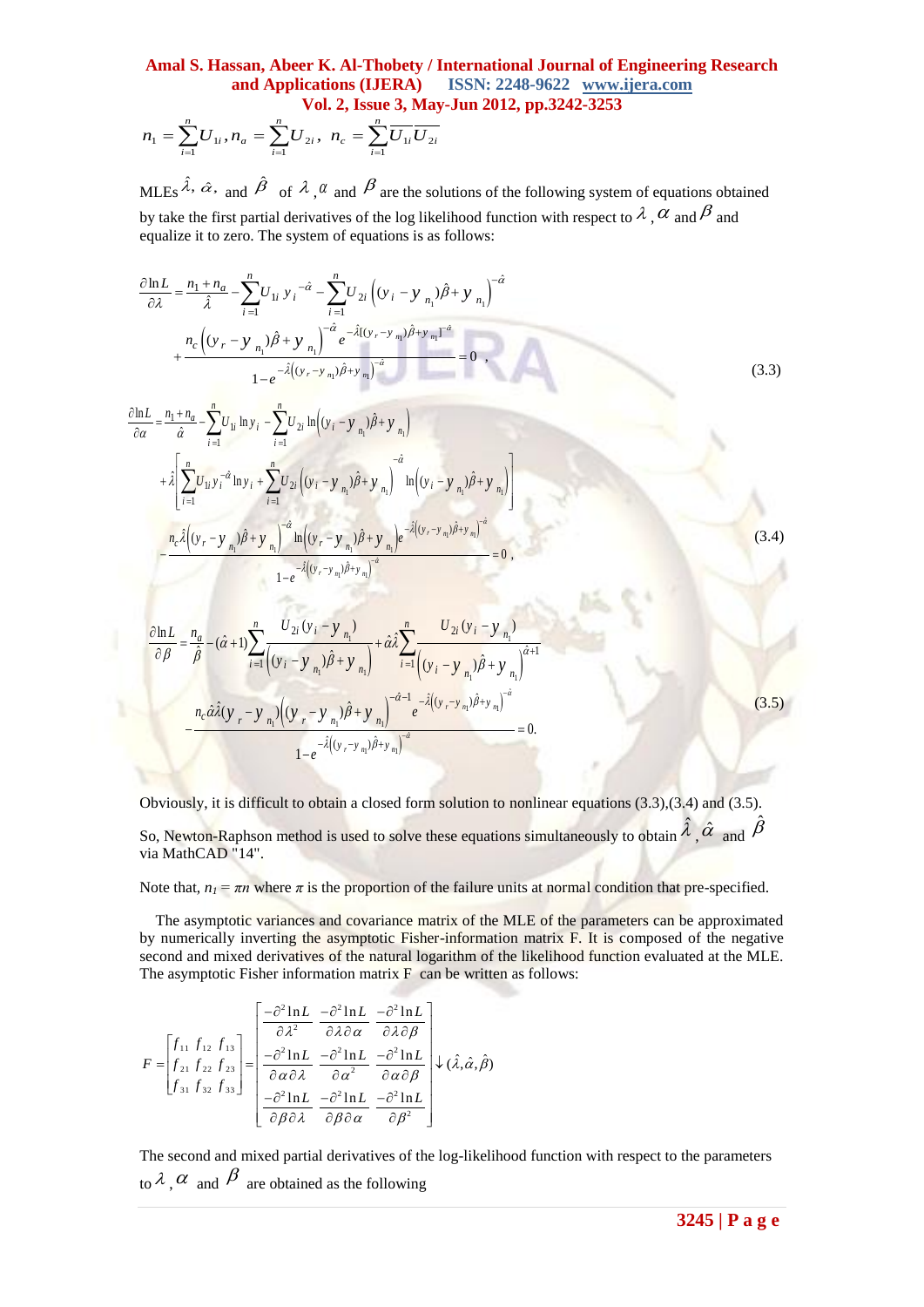$$n_1 = \sum_{i=1}^{n} U_{1i}, n_a = \sum_{i=1}^{n} U_{2i}, \; n_c = \sum_{i=1}^{n} \overline{U_{1i}}\,\overline{U_{2i}}$$

MLEs $\hat{\lambda}$, $\hat{\alpha}$, and $\hat{\beta}$ of $\lambda$, $\alpha$ and $\beta$ are the solutions of the following system of equations obtained by take the first partial derivatives of the log likelihood function with respect to $\lambda$, $\alpha$ and $\beta$ and equalize it to zero. The system of equations is as follows:

$$\frac{\partial \ln L}{\partial \lambda} = \frac{n_1 + n_a}{\hat{\lambda}} - \sum_{i=1}^{n} U_{1i}\, y_i^{-\hat{\alpha}} - \sum_{i=1}^{n} U_{2i} \left( (y_i - y_{n_1})\hat{\beta} + y_{n_1} \right)^{-\hat{\alpha}} + \frac{n_c \left( (y_r - y_{n_1})\hat{\beta} + y_{n_1} \right)^{-\hat{\alpha}} e^{-\hat{\lambda}[(y_r - y_{n_1})\hat{\beta} + y_{n_1}]^{-\hat{\alpha}}}}{1 - e^{-\hat{\lambda}\left((y_r - y_{n_1})\hat{\beta} + y_{n_1}\right)^{-\hat{\alpha}}}} = 0, \tag{3.3}$$

$$\begin{aligned}
\frac{\partial \ln L}{\partial \alpha} = {} & \frac{n_1 + n_a}{\hat{\alpha}} - \sum_{i=1}^{n} U_{1i} \ln y_i - \sum_{i=1}^{n} U_{2i} \ln\left( (y_i - y_{n_1})\hat{\beta} + y_{n_1} \right) \\
& + \hat{\lambda} \left[ \sum_{i=1}^{n} U_{1i}\, y_i^{-\hat{\alpha}} \ln y_i + \sum_{i=1}^{n} U_{2i} \left( (y_i - y_{n_1})\hat{\beta} + y_{n_1} \right)^{-\hat{\alpha}} \ln\left( (y_i - y_{n_1})\hat{\beta} + y_{n_1} \right) \right] \\
& - \frac{n_c \hat{\lambda} \left( (y_r - y_{n_1})\hat{\beta} + y_{n_1} \right)^{-\hat{\alpha}} \ln\left( (y_r - y_{n_1})\hat{\beta} + y_{n_1} \right) e^{-\hat{\lambda}\left((y_r - y_{n_1})\hat{\beta} + y_{n_1}\right)^{-\hat{\alpha}}}}{1 - e^{-\hat{\lambda}\left((y_r - y_{n_1})\hat{\beta} + y_{n_1}\right)^{-\hat{\alpha}}}} = 0,
\end{aligned} \tag{3.4}$$

$$\begin{aligned}
\frac{\partial \ln L}{\partial \beta} = {} & \frac{n_a}{\hat{\beta}} - (\hat{\alpha}+1) \sum_{i=1}^{n} \frac{U_{2i}(y_i - y_{n_1})}{\left( (y_i - y_{n_1})\hat{\beta} + y_{n_1} \right)} + \hat{\alpha}\hat{\lambda} \sum_{i=1}^{n} \frac{U_{2i}(y_i - y_{n_1})}{\left( (y_i - y_{n_1})\hat{\beta} + y_{n_1} \right)^{\hat{\alpha}+1}} \\
& - \frac{n_c \hat{\alpha}\hat{\lambda} (y_r - y_{n_1}) \left( (y_r - y_{n_1})\hat{\beta} + y_{n_1} \right)^{-\hat{\alpha}-1} e^{-\hat{\lambda}\left((y_r - y_{n_1})\hat{\beta} + y_{n_1}\right)^{-\hat{\alpha}}}}{1 - e^{-\hat{\lambda}\left((y_r - y_{n_1})\hat{\beta} + y_{n_1}\right)^{-\hat{\alpha}}}} = 0.
\end{aligned} \tag{3.5}$$

Obviously, it is difficult to obtain a closed form solution to nonlinear equations (3.3),(3.4) and (3.5).

So, Newton-Raphson method is used to solve these equations simultaneously to obtain $\hat{\lambda}$, $\hat{\alpha}$ and $\hat{\beta}$ via MathCAD "14".

Note that, $n_1 = \pi n$ where $\pi$ is the proportion of the failure units at normal condition that pre-specified.

The asymptotic variances and covariance matrix of the MLE of the parameters can be approximated by numerically inverting the asymptotic Fisher-information matrix F. It is composed of the negative second and mixed derivatives of the natural logarithm of the likelihood function evaluated at the MLE. The asymptotic Fisher information matrix F can be written as follows:

$$F = \begin{bmatrix} f_{11} & f_{12} & f_{13} \\ f_{21} & f_{22} & f_{23} \\ f_{31} & f_{32} & f_{33} \end{bmatrix} = \begin{bmatrix} \dfrac{-\partial^2 \ln L}{\partial \lambda^2} & \dfrac{-\partial^2 \ln L}{\partial \lambda \partial \alpha} & \dfrac{-\partial^2 \ln L}{\partial \lambda \partial \beta} \\ \dfrac{-\partial^2 \ln L}{\partial \alpha \partial \lambda} & \dfrac{-\partial^2 \ln L}{\partial \alpha^2} & \dfrac{-\partial^2 \ln L}{\partial \alpha \partial \beta} \\ \dfrac{-\partial^2 \ln L}{\partial \beta \partial \lambda} & \dfrac{-\partial^2 \ln L}{\partial \beta \partial \alpha} & \dfrac{-\partial^2 \ln L}{\partial \beta^2} \end{bmatrix} \downarrow (\hat{\lambda}, \hat{\alpha}, \hat{\beta})$$

The second and mixed partial derivatives of the log-likelihood function with respect to the parameters to $\lambda$, $\alpha$ and $\beta$ are obtained as the following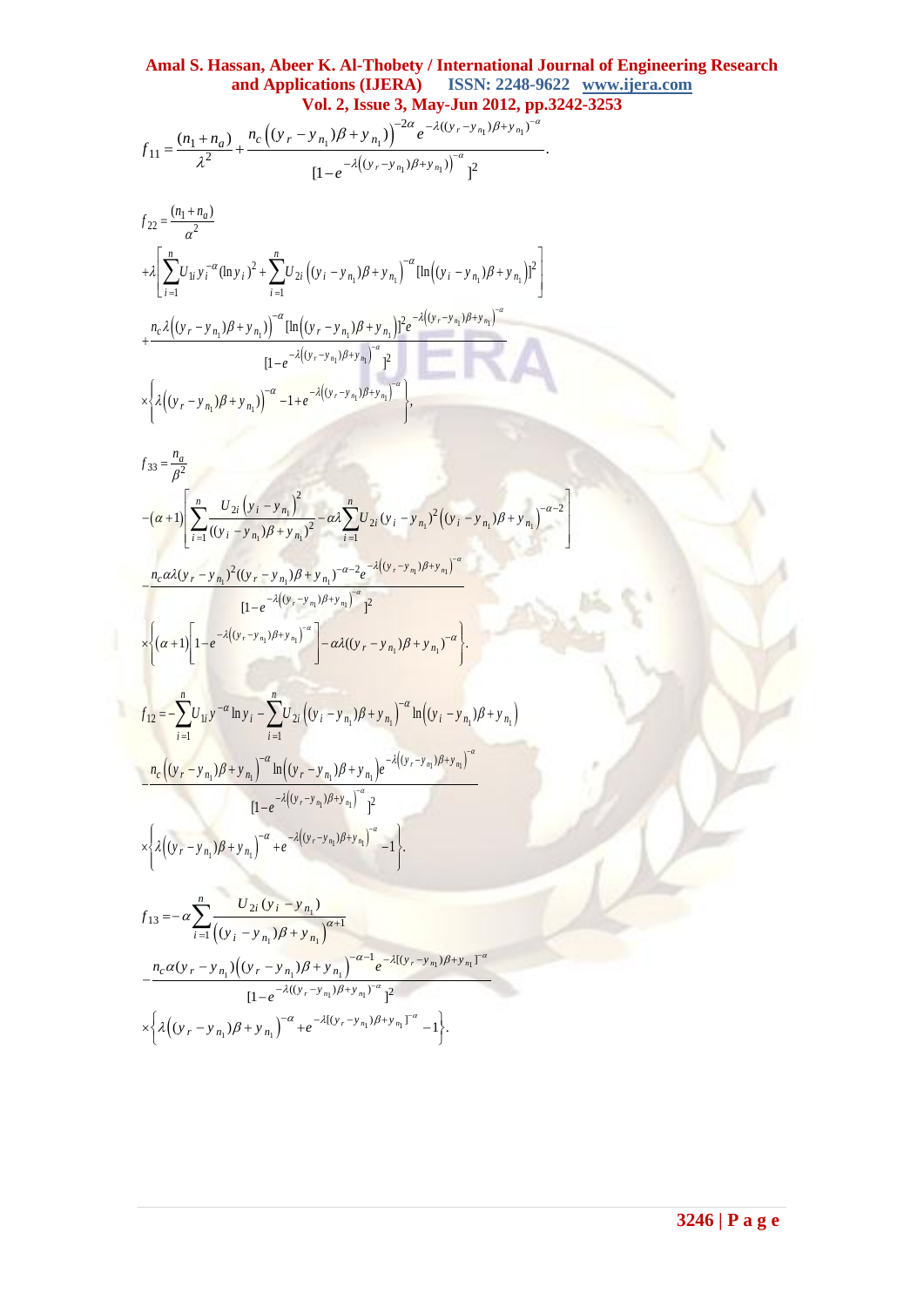$$f_{11} = \frac{(n_1 + n_a)}{\lambda^2} + \frac{n_c\left((y_r - y_{n_1})\beta + y_{n_1}\right)^{-2\alpha} e^{-\lambda((y_r - y_{n_1})\beta + y_{n_1})^{-\alpha}}}{[1 - e^{-\lambda\left((y_r - y_{n_1})\beta + y_{n_1}\right)^{-\alpha}}]^2}.$$

$$f_{22} = \frac{(n_1 + n_a)}{\alpha^2}$$
$$+\lambda\left[\sum_{i=1}^{n} U_{1i} y_i^{-\alpha} (\ln y_i)^2 + \sum_{i=1}^{n} U_{2i}\left((y_i - y_{n_1})\beta + y_{n_1}\right)^{-\alpha} [\ln\left((y_i - y_{n_1})\beta + y_{n_1}\right)]^2\right]$$
$$+\frac{n_c \lambda\left((y_r - y_{n_1})\beta + y_{n_1}\right)^{-\alpha} [\ln\left((y_r - y_{n_1})\beta + y_{n_1}\right)]^2 e^{-\lambda\left((y_r - y_{n_1})\beta + y_{n_1}\right)^{-\alpha}}}{[1 - e^{-\lambda\left((y_r - y_{n_1})\beta + y_{n_1}\right)^{-\alpha}}]^2}$$
$$\times\left\{\lambda\left((y_r - y_{n_1})\beta + y_{n_1}\right)^{-\alpha} - 1 + e^{-\lambda\left((y_r - y_{n_1})\beta + y_{n_1}\right)^{-\alpha}}\right\},$$

$$f_{33} = \frac{n_a}{\beta^2}$$
$$-(\alpha+1)\left[\sum_{i=1}^{n} \frac{U_{2i}\left(y_i - y_{n_1}\right)^2}{((y_i - y_{n_1})\beta + y_{n_1})^2} - \alpha\lambda \sum_{i=1}^{n} U_{2i}(y_i - y_{n_1})^2\left((y_i - y_{n_1})\beta + y_{n_1}\right)^{-\alpha-2}\right]$$
$$-\frac{n_c \alpha\lambda (y_r - y_{n_1})^2 ((y_r - y_{n_1})\beta + y_{n_1})^{-\alpha-2} e^{-\lambda\left((y_r - y_{n_1})\beta + y_{n_1}\right)^{-\alpha}}}{[1 - e^{-\lambda\left((y_r - y_{n_1})\beta + y_{n_1}\right)^{-\alpha}}]^2}$$
$$\times\left\{(\alpha+1)\left[1 - e^{-\lambda\left((y_r - y_{n_1})\beta + y_{n_1}\right)^{-\alpha}}\right] - \alpha\lambda((y_r - y_{n_1})\beta + y_{n_1})^{-\alpha}\right\}.$$

$$f_{12} = -\sum_{i=1}^{n} U_{1i} y^{-\alpha} \ln y_i - \sum_{i=1}^{n} U_{2i}\left((y_i - y_{n_1})\beta + y_{n_1}\right)^{-\alpha} \ln\left((y_i - y_{n_1})\beta + y_{n_1}\right)$$
$$-\frac{n_c\left((y_r - y_{n_1})\beta + y_{n_1}\right)^{-\alpha} \ln\left((y_r - y_{n_1})\beta + y_{n_1}\right) e^{-\lambda\left((y_r - y_{n_1})\beta + y_{n_1}\right)^{-\alpha}}}{[1 - e^{-\lambda\left((y_r - y_{n_1})\beta + y_{n_1}\right)^{-\alpha}}]^2}$$
$$\times\left\{\lambda\left((y_r - y_{n_1})\beta + y_{n_1}\right)^{-\alpha} + e^{-\lambda\left((y_r - y_{n_1})\beta + y_{n_1}\right)^{-\alpha}} - 1\right\}.$$

$$f_{13} = -\alpha \sum_{i=1}^{n} \frac{U_{2i}(y_i - y_{n_1})}{\left((y_i - y_{n_1})\beta + y_{n_1}\right)^{\alpha+1}}$$
$$-\frac{n_c \alpha (y_r - y_{n_1})\left((y_r - y_{n_1})\beta + y_{n_1}\right)^{-\alpha-1} e^{-\lambda[(y_r - y_{n_1})\beta + y_{n_1}]^{-\alpha}}}{[1 - e^{-\lambda((y_r - y_{n_1})\beta + y_{n_1})^{-\alpha}}]^2}$$
$$\times\left\{\lambda\left((y_r - y_{n_1})\beta + y_{n_1}\right)^{-\alpha} + e^{-\lambda[(y_r - y_{n_1})\beta + y_{n_1}]^{-\alpha}} - 1\right\}.$$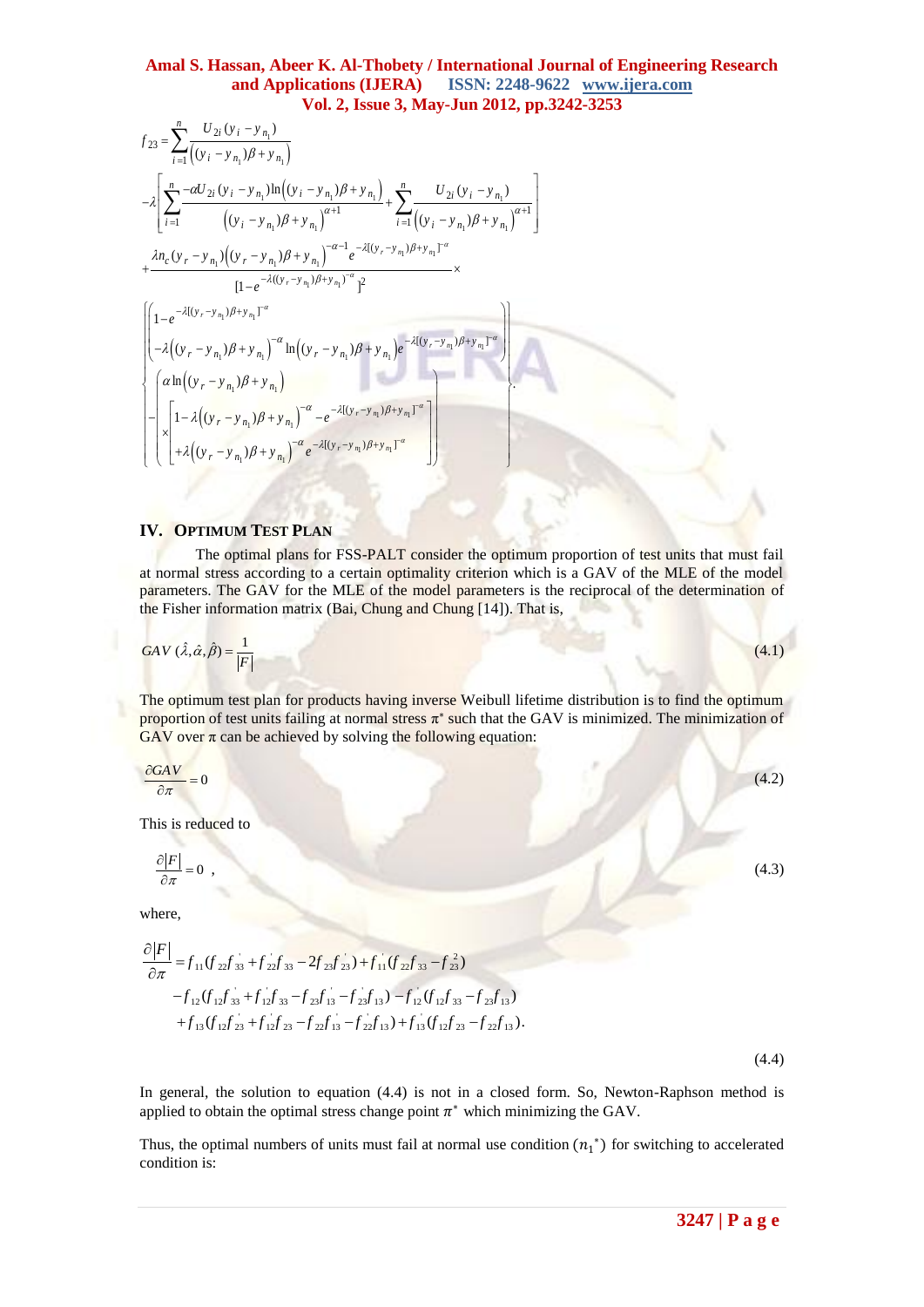$$f_{23}=\sum_{i=1}^{n}\frac{U_{2i}(y_i-y_{n_1})}{\left((y_i-y_{n_1})\beta+y_{n_1}\right)}$$

$$-\lambda\left[\sum_{i=1}^{n}\frac{-\alpha U_{2i}(y_i-y_{n_1})\ln\left((y_i-y_{n_1})\beta+y_{n_1}\right)}{\left((y_i-y_{n_1})\beta+y_{n_1}\right)^{\alpha+1}}+\sum_{i=1}^{n}\frac{U_{2i}(y_i-y_{n_1})}{\left((y_i-y_{n_1})\beta+y_{n_1}\right)^{\alpha+1}}\right]$$

$$+\frac{\lambda n_c(y_r-y_{n_1})\left((y_r-y_{n_1})\beta+y_{n_1}\right)^{-\alpha-1}e^{-\lambda[(y_r-y_{n_1})\beta+y_{n_1}]^{-\alpha}}}{[1-e^{-\lambda((y_r-y_{n_1})\beta+y_{n_1})^{-\alpha}}]^2}\times$$

$$\left\{\begin{pmatrix}1-e^{-\lambda[(y_r-y_{n_1})\beta+y_{n_1}]^{-\alpha}}\\ -\lambda\left((y_r-y_{n_1})\beta+y_{n_1}\right)^{-\alpha}\ln\left((y_r-y_{n_1})\beta+y_{n_1}\right)e^{-\lambda[(y_r-y_{n_1})\beta+y_{n_1}]^{-\alpha}}\end{pmatrix} -\begin{pmatrix}\alpha\ln\left((y_r-y_{n_1})\beta+y_{n_1}\right)\\ \times\begin{bmatrix}1-\lambda\left((y_r-y_{n_1})\beta+y_{n_1}\right)^{-\alpha}-e^{-\lambda[(y_r-y_{n_1})\beta+y_{n_1}]^{-\alpha}}\\ +\lambda\left((y_r-y_{n_1})\beta+y_{n_1}\right)^{-\alpha}e^{-\lambda[(y_r-y_{n_1})\beta+y_{n_1}]^{-\alpha}}\end{bmatrix}\end{pmatrix}\right\}.$$

## IV. OPTIMUM TEST PLAN

The optimal plans for FSS-PALT consider the optimum proportion of test units that must fail at normal stress according to a certain optimality criterion which is a GAV of the MLE of the model parameters. The GAV for the MLE of the model parameters is the reciprocal of the determination of the Fisher information matrix (Bai, Chung and Chung [14]). That is,

$$GAV\,(\hat{\lambda},\hat{\alpha},\hat{\beta})=\frac{1}{|F|} \tag{4.1}$$

The optimum test plan for products having inverse Weibull lifetime distribution is to find the optimum proportion of test units failing at normal stress $\pi^*$ such that the GAV is minimized. The minimization of GAV over $\pi$ can be achieved by solving the following equation:

$$\frac{\partial GAV}{\partial \pi}=0 \tag{4.2}$$

This is reduced to

$$\frac{\partial |F|}{\partial \pi}=0\ , \tag{4.3}$$

where,

$$\begin{aligned}\frac{\partial |F|}{\partial \pi}&=f_{11}(f_{22}f_{33}^{'}+f_{22}^{'}f_{33}-2f_{23}f_{23}^{'})+f_{11}^{'}(f_{22}f_{33}-f_{23}^{2})\\ &-f_{12}(f_{12}f_{33}^{'}+f_{12}^{'}f_{33}-f_{23}f_{13}^{'}-f_{23}^{'}f_{13})-f_{12}^{'}(f_{12}f_{33}-f_{23}f_{13})\\ &+f_{13}(f_{12}f_{23}^{'}+f_{12}^{'}f_{23}-f_{22}f_{13}^{'}-f_{22}^{'}f_{13})+f_{13}^{'}(f_{12}f_{23}-f_{22}f_{13}).\end{aligned} \tag{4.4}$$

In general, the solution to equation (4.4) is not in a closed form. So, Newton-Raphson method is applied to obtain the optimal stress change point $\pi^*$ which minimizing the GAV.

Thus, the optimal numbers of units must fail at normal use condition $(n_1{}^*)$ for switching to accelerated condition is: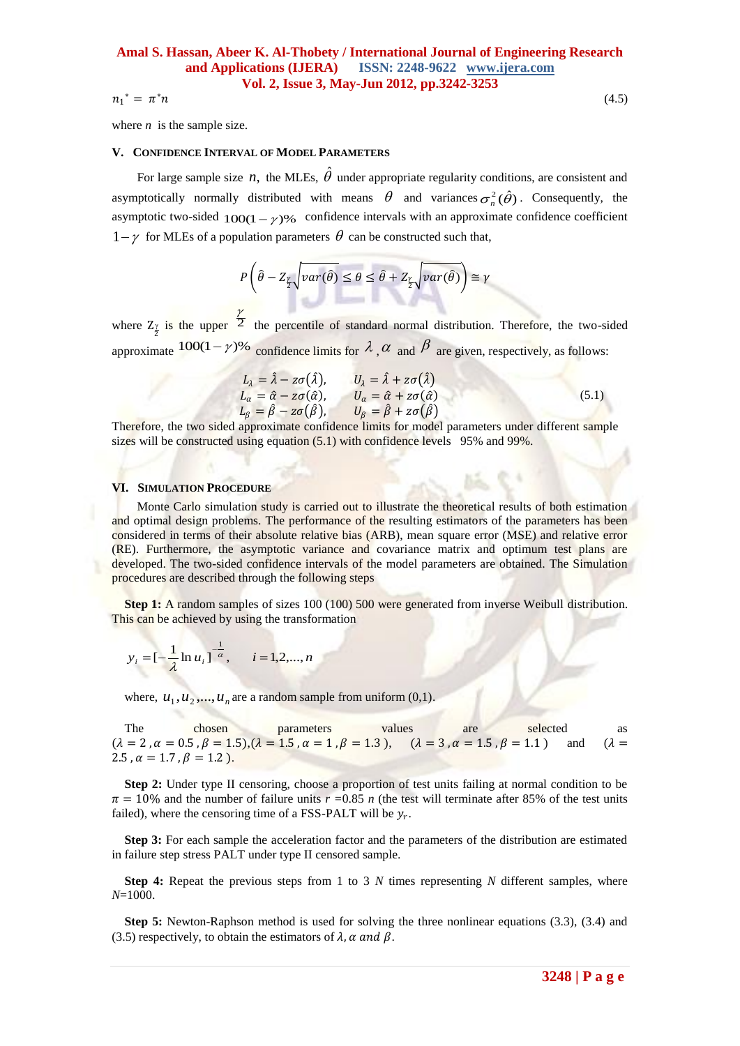$$n_1^* = \pi^* n \tag{4.5}$$

where $n$ is the sample size.

## V. Confidence Interval of Model Parameters

For large sample size $n$, the MLEs, $\hat{\theta}$ under appropriate regularity conditions, are consistent and asymptotically normally distributed with means $\theta$ and variances $\sigma_n^2(\hat{\theta})$. Consequently, the asymptotic two-sided $100(1-\gamma)\%$ confidence intervals with an approximate confidence coefficient $1-\gamma$ for MLEs of a population parameters $\theta$ can be constructed such that,

$$P\left(\hat{\theta} - Z_{\frac{\gamma}{2}}\sqrt{var(\hat{\theta})} \le \theta \le \hat{\theta} + Z_{\frac{\gamma}{2}}\sqrt{var(\hat{\theta})}\right) \cong \gamma$$

where $Z_{\frac{\gamma}{2}}$ is the upper $\frac{\gamma}{2}$ the percentile of standard normal distribution. Therefore, the two-sided approximate $100(1-\gamma)\%$ confidence limits for $\lambda$, $\alpha$ and $\beta$ are given, respectively, as follows:

$$\begin{aligned} L_\lambda &= \hat{\lambda} - z\sigma(\hat{\lambda}), \qquad U_\lambda = \hat{\lambda} + z\sigma(\hat{\lambda}) \\ L_\alpha &= \hat{\alpha} - z\sigma(\hat{\alpha}), \qquad U_\alpha = \hat{\alpha} + z\sigma(\hat{\alpha}) \\ L_\beta &= \hat{\beta} - z\sigma(\hat{\beta}), \qquad U_\beta = \hat{\beta} + z\sigma(\hat{\beta}) \end{aligned} \tag{5.1}$$

Therefore, the two sided approximate confidence limits for model parameters under different sample sizes will be constructed using equation (5.1) with confidence levels 95% and 99%.

## VI. Simulation Procedure

Monte Carlo simulation study is carried out to illustrate the theoretical results of both estimation and optimal design problems. The performance of the resulting estimators of the parameters has been considered in terms of their absolute relative bias (ARB), mean square error (MSE) and relative error (RE). Furthermore, the asymptotic variance and covariance matrix and optimum test plans are developed. The two-sided confidence intervals of the model parameters are obtained. The Simulation procedures are described through the following steps

**Step 1:** A random samples of sizes 100 (100) 500 were generated from inverse Weibull distribution. This can be achieved by using the transformation

$$y_i = \left[-\frac{1}{\lambda}\ln u_i\right]^{-\frac{1}{\alpha}}, \qquad i = 1,2,\ldots,n$$

where, $u_1, u_2, \ldots, u_n$ are a random sample from uniform (0,1).

The chosen parameters values are selected as $(\lambda = 2, \alpha = 0.5, \beta = 1.5)$, $(\lambda = 1.5, \alpha = 1, \beta = 1.3)$, $(\lambda = 3, \alpha = 1.5, \beta = 1.1)$ and $(\lambda = 2.5, \alpha = 1.7, \beta = 1.2)$.

**Step 2:** Under type II censoring, choose a proportion of test units failing at normal condition to be $\pi = 10\%$ and the number of failure units $r = 0.85\, n$ (the test will terminate after 85% of the test units failed), where the censoring time of a FSS-PALT will be $y_r$.

**Step 3:** For each sample the acceleration factor and the parameters of the distribution are estimated in failure step stress PALT under type II censored sample.

**Step 4:** Repeat the previous steps from 1 to 3 $N$ times representing $N$ different samples, where $N$=1000.

**Step 5:** Newton-Raphson method is used for solving the three nonlinear equations (3.3), (3.4) and (3.5) respectively, to obtain the estimators of $\lambda, \alpha \text{ and } \beta$.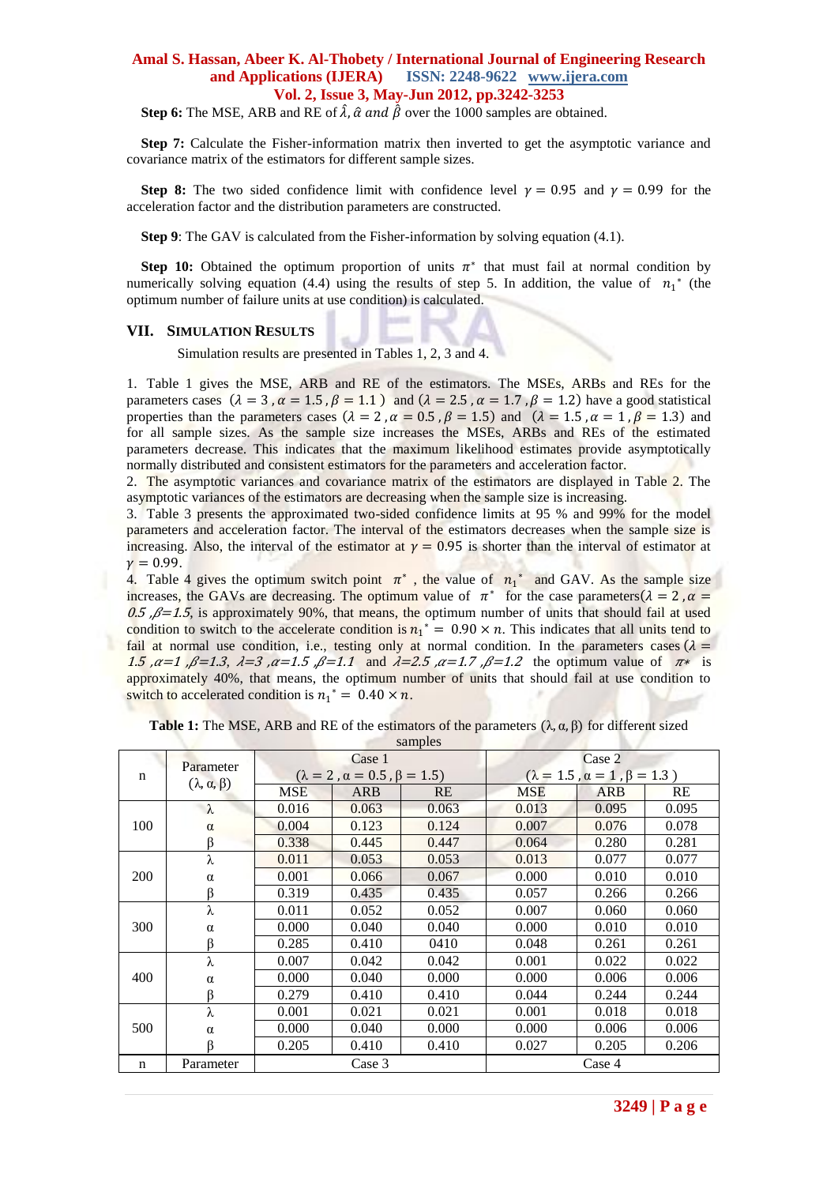**Step 6:** The MSE, ARB and RE of $\hat{\lambda}, \hat{\alpha}$ *and* $\hat{\beta}$ over the 1000 samples are obtained.

**Step 7:** Calculate the Fisher-information matrix then inverted to get the asymptotic variance and covariance matrix of the estimators for different sample sizes.

**Step 8:** The two sided confidence limit with confidence level $\gamma = 0.95$ and $\gamma = 0.99$ for the acceleration factor and the distribution parameters are constructed.

**Step 9**: The GAV is calculated from the Fisher-information by solving equation (4.1).

**Step 10:** Obtained the optimum proportion of units $\pi^*$ that must fail at normal condition by numerically solving equation (4.4) using the results of step 5. In addition, the value of $n_1{}^*$ (the optimum number of failure units at use condition) is calculated.

## VII. Simulation Results

Simulation results are presented in Tables 1, 2, 3 and 4.

1. Table 1 gives the MSE, ARB and RE of the estimators. The MSEs, ARBs and REs for the parameters cases $(\lambda = 3, \alpha = 1.5, \beta = 1.1)$ and $(\lambda = 2.5, \alpha = 1.7, \beta = 1.2)$ have a good statistical properties than the parameters cases $(\lambda = 2, \alpha = 0.5, \beta = 1.5)$ and $(\lambda = 1.5, \alpha = 1, \beta = 1.3)$ and for all sample sizes. As the sample size increases the MSEs, ARBs and REs of the estimated parameters decrease. This indicates that the maximum likelihood estimates provide asymptotically normally distributed and consistent estimators for the parameters and acceleration factor.
2. The asymptotic variances and covariance matrix of the estimators are displayed in Table 2. The asymptotic variances of the estimators are decreasing when the sample size is increasing.
3. Table 3 presents the approximated two-sided confidence limits at 95 % and 99% for the model parameters and acceleration factor. The interval of the estimators decreases when the sample size is increasing. Also, the interval of the estimator at $\gamma = 0.95$ is shorter than the interval of estimator at $\gamma = 0.99$.
4. Table 4 gives the optimum switch point $\pi^*$, the value of $n_1{}^*$ and GAV. As the sample size increases, the GAVs are decreasing. The optimum value of $\pi^*$ for the case parameters$(\lambda = 2, \alpha = 0.5, \beta=1.5$, is approximately 90%, that means, the optimum number of units that should fail at used condition to switch to the accelerate condition is $n_1{}^* = 0.90 \times n$. This indicates that all units tend to fail at normal use condition, i.e., testing only at normal condition. In the parameters cases $(\lambda = 1.5, \alpha=1, \beta=1.3$, $\lambda=3, \alpha=1.5, \beta=1.1$ and $\lambda=2.5, \alpha=1.7, \beta=1.2$ the optimum value of $\pi*$ is approximately 40%, that means, the optimum number of units that should fail at use condition to switch to accelerated condition is $n_1{}^* = 0.40 \times n$.

**Table 1:** The MSE, ARB and RE of the estimators of the parameters $(\lambda, \alpha, \beta)$ for different sized samples

| n | Parameter $(\lambda, \alpha, \beta)$ | Case 1 $(\lambda = 2, \alpha = 0.5, \beta = 1.5)$ | | | Case 2 $(\lambda = 1.5, \alpha = 1, \beta = 1.3)$ | | |
|---|---|---|---|---|---|---|---|
| | | MSE | ARB | RE | MSE | ARB | RE |
| 100 | $\lambda$ | 0.016 | 0.063 | 0.063 | 0.013 | 0.095 | 0.095 |
| | $\alpha$ | 0.004 | 0.123 | 0.124 | 0.007 | 0.076 | 0.078 |
| | $\beta$ | 0.338 | 0.445 | 0.447 | 0.064 | 0.280 | 0.281 |
| 200 | $\lambda$ | 0.011 | 0.053 | 0.053 | 0.013 | 0.077 | 0.077 |
| | $\alpha$ | 0.001 | 0.066 | 0.067 | 0.000 | 0.010 | 0.010 |
| | $\beta$ | 0.319 | 0.435 | 0.435 | 0.057 | 0.266 | 0.266 |
| 300 | $\lambda$ | 0.011 | 0.052 | 0.052 | 0.007 | 0.060 | 0.060 |
| | $\alpha$ | 0.000 | 0.040 | 0.040 | 0.000 | 0.010 | 0.010 |
| | $\beta$ | 0.285 | 0.410 | 0410 | 0.048 | 0.261 | 0.261 |
| 400 | $\lambda$ | 0.007 | 0.042 | 0.042 | 0.001 | 0.022 | 0.022 |
| | $\alpha$ | 0.000 | 0.040 | 0.000 | 0.000 | 0.006 | 0.006 |
| | $\beta$ | 0.279 | 0.410 | 0.410 | 0.044 | 0.244 | 0.244 |
| 500 | $\lambda$ | 0.001 | 0.021 | 0.021 | 0.001 | 0.018 | 0.018 |
| | $\alpha$ | 0.000 | 0.040 | 0.000 | 0.000 | 0.006 | 0.006 |
| | $\beta$ | 0.205 | 0.410 | 0.410 | 0.027 | 0.205 | 0.206 |
| n | Parameter | Case 3 | | | Case 4 | | |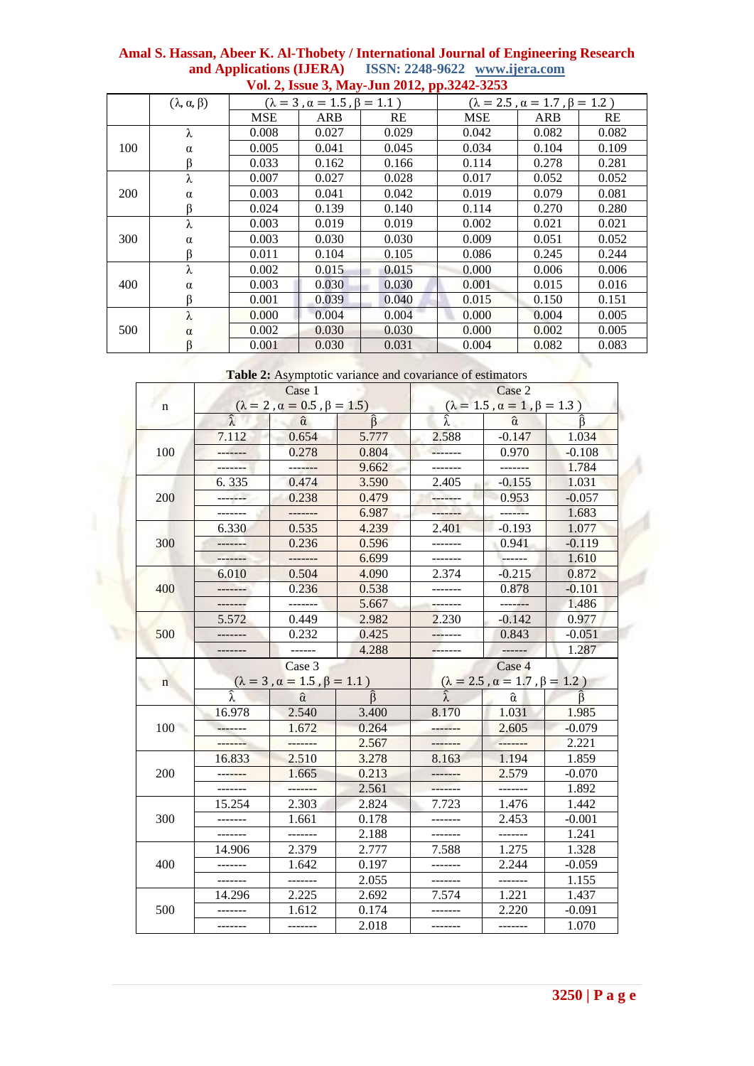| | $(\lambda, \alpha, \beta)$ | $(\lambda = 3, \alpha = 1.5, \beta = 1.1)$ | | | $(\lambda = 2.5, \alpha = 1.7, \beta = 1.2)$ | | |
|---|---|---|---|---|---|---|---|
| | | MSE | ARB | RE | MSE | ARB | RE |
| 100 | $\lambda$ | 0.008 | 0.027 | 0.029 | 0.042 | 0.082 | 0.082 |
| | $\alpha$ | 0.005 | 0.041 | 0.045 | 0.034 | 0.104 | 0.109 |
| | $\beta$ | 0.033 | 0.162 | 0.166 | 0.114 | 0.278 | 0.281 |
| 200 | $\lambda$ | 0.007 | 0.027 | 0.028 | 0.017 | 0.052 | 0.052 |
| | $\alpha$ | 0.003 | 0.041 | 0.042 | 0.019 | 0.079 | 0.081 |
| | $\beta$ | 0.024 | 0.139 | 0.140 | 0.114 | 0.270 | 0.280 |
| 300 | $\lambda$ | 0.003 | 0.019 | 0.019 | 0.002 | 0.021 | 0.021 |
| | $\alpha$ | 0.003 | 0.030 | 0.030 | 0.009 | 0.051 | 0.052 |
| | $\beta$ | 0.011 | 0.104 | 0.105 | 0.086 | 0.245 | 0.244 |
| 400 | $\lambda$ | 0.002 | 0.015 | 0.015 | 0.000 | 0.006 | 0.006 |
| | $\alpha$ | 0.003 | 0.030 | 0.030 | 0.001 | 0.015 | 0.016 |
| | $\beta$ | 0.001 | 0.039 | 0.040 | 0.015 | 0.150 | 0.151 |
| 500 | $\lambda$ | 0.000 | 0.004 | 0.004 | 0.000 | 0.004 | 0.005 |
| | $\alpha$ | 0.002 | 0.030 | 0.030 | 0.000 | 0.002 | 0.005 |
| | $\beta$ | 0.001 | 0.030 | 0.031 | 0.004 | 0.082 | 0.083 |

**Table 2:** Asymptotic variance and covariance of estimators

| n | Case 1 $(\lambda = 2, \alpha = 0.5, \beta = 1.5)$ | | | Case 2 $(\lambda = 1.5, \alpha = 1, \beta = 1.3)$ | | |
|---|---|---|---|---|---|---|
| | $\hat{\lambda}$ | $\hat{\alpha}$ | $\hat{\beta}$ | $\hat{\lambda}$ | $\hat{\alpha}$ | $\hat{\beta}$ |
| 100 | 7.112 | 0.654 | 5.777 | 2.588 | -0.147 | 1.034 |
| | ------- | 0.278 | 0.804 | ------- | 0.970 | -0.108 |
| | ------- | ------- | 9.662 | ------- | ------- | 1.784 |
| 200 | 6. 335 | 0.474 | 3.590 | 2.405 | -0.155 | 1.031 |
| | ------- | 0.238 | 0.479 | ------- | 0.953 | -0.057 |
| | ------- | ------- | 6.987 | ------- | ------- | 1.683 |
| 300 | 6.330 | 0.535 | 4.239 | 2.401 | -0.193 | 1.077 |
| | ------- | 0.236 | 0.596 | ------- | 0.941 | -0.119 |
| | ------- | ------- | 6.699 | ------- | ------ | 1.610 |
| 400 | 6.010 | 0.504 | 4.090 | 2.374 | -0.215 | 0.872 |
| | ------- | 0.236 | 0.538 | ------- | 0.878 | -0.101 |
| | ------- | ------- | 5.667 | ------- | ------- | 1.486 |
| 500 | 5.572 | 0.449 | 2.982 | 2.230 | -0.142 | 0.977 |
| | ------- | 0.232 | 0.425 | ------- | 0.843 | -0.051 |
| | ------- | ------ | 4.288 | ------- | ------ | 1.287 |
| n | Case 3 $(\lambda = 3, \alpha = 1.5, \beta = 1.1)$ | | | Case 4 $(\lambda = 2.5, \alpha = 1.7, \beta = 1.2)$ | | |
| | $\hat{\lambda}$ | $\hat{\alpha}$ | $\hat{\beta}$ | $\hat{\lambda}$ | $\hat{\alpha}$ | $\hat{\beta}$ |
| 100 | 16.978 | 2.540 | 3.400 | 8.170 | 1.031 | 1.985 |
| | ------- | 1.672 | 0.264 | ------- | 2.605 | -0.079 |
| | ------- | ------- | 2.567 | ------- | ------- | 2.221 |
| 200 | 16.833 | 2.510 | 3.278 | 8.163 | 1.194 | 1.859 |
| | ------- | 1.665 | 0.213 | ------- | 2.579 | -0.070 |
| | ------- | ------- | 2.561 | ------- | ------- | 1.892 |
| 300 | 15.254 | 2.303 | 2.824 | 7.723 | 1.476 | 1.442 |
| | ------- | 1.661 | 0.178 | ------- | 2.453 | -0.001 |
| | ------- | ------- | 2.188 | ------- | ------- | 1.241 |
| 400 | 14.906 | 2.379 | 2.777 | 7.588 | 1.275 | 1.328 |
| | ------- | 1.642 | 0.197 | ------- | 2.244 | -0.059 |
| | ------- | ------- | 2.055 | ------- | ------- | 1.155 |
| 500 | 14.296 | 2.225 | 2.692 | 7.574 | 1.221 | 1.437 |
| | ------- | 1.612 | 0.174 | ------- | 2.220 | -0.091 |
| | ------- | ------- | 2.018 | ------- | ------- | 1.070 |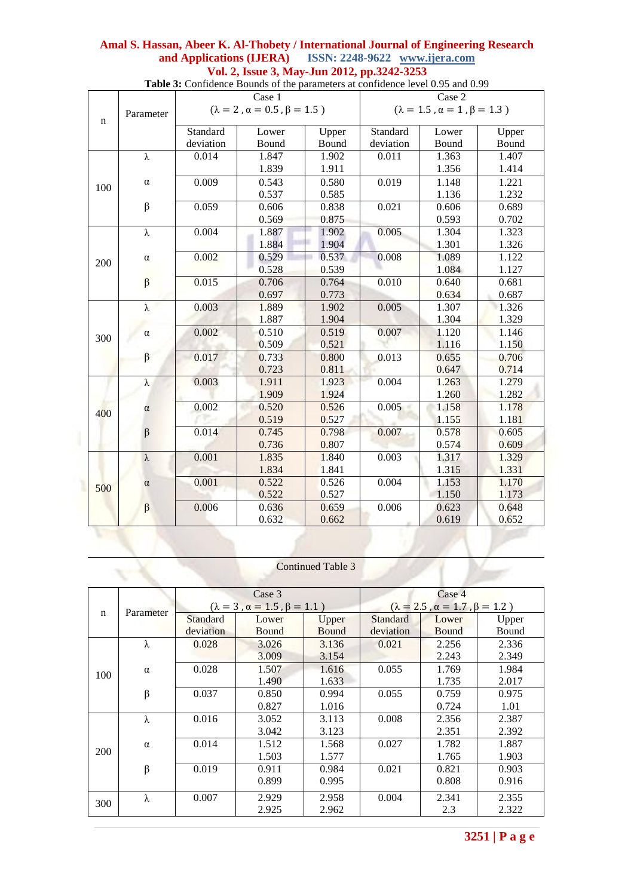**Table 3:** Confidence Bounds of the parameters at confidence level 0.95 and 0.99

| n | Parameter | Case 1 ($\lambda = 2, \alpha = 0.5, \beta = 1.5$) | | | Case 2 ($\lambda = 1.5, \alpha = 1, \beta = 1.3$) | | |
|---|---|---|---|---|---|---|---|
| | | Standard deviation | Lower Bound | Upper Bound | Standard deviation | Lower Bound | Upper Bound |
| 100 | $\lambda$ | 0.014 | 1.847 | 1.902 | 0.011 | 1.363 | 1.407 |
| | | | 1.839 | 1.911 | | 1.356 | 1.414 |
| | $\alpha$ | 0.009 | 0.543 | 0.580 | 0.019 | 1.148 | 1.221 |
| | | | 0.537 | 0.585 | | 1.136 | 1.232 |
| | $\beta$ | 0.059 | 0.606 | 0.838 | 0.021 | 0.606 | 0.689 |
| | | | 0.569 | 0.875 | | 0.593 | 0.702 |
| 200 | $\lambda$ | 0.004 | 1.887 | 1.902 | 0.005 | 1.304 | 1.323 |
| | | | 1.884 | 1.904 | | 1.301 | 1.326 |
| | $\alpha$ | 0.002 | 0.529 | 0.537 | 0.008 | 1.089 | 1.122 |
| | | | 0.528 | 0.539 | | 1.084 | 1.127 |
| | $\beta$ | 0.015 | 0.706 | 0.764 | 0.010 | 0.640 | 0.681 |
| | | | 0.697 | 0.773 | | 0.634 | 0.687 |
| 300 | $\lambda$ | 0.003 | 1.889 | 1.902 | 0.005 | 1.307 | 1.326 |
| | | | 1.887 | 1.904 | | 1.304 | 1.329 |
| | $\alpha$ | 0.002 | 0.510 | 0.519 | 0.007 | 1.120 | 1.146 |
| | | | 0.509 | 0.521 | | 1.116 | 1.150 |
| | $\beta$ | 0.017 | 0.733 | 0.800 | 0.013 | 0.655 | 0.706 |
| | | | 0.723 | 0.811 | | 0.647 | 0.714 |
| 400 | $\lambda$ | 0.003 | 1.911 | 1.923 | 0.004 | 1.263 | 1.279 |
| | | | 1.909 | 1.924 | | 1.260 | 1.282 |
| | $\alpha$ | 0.002 | 0.520 | 0.526 | 0.005 | 1.158 | 1.178 |
| | | | 0.519 | 0.527 | | 1.155 | 1.181 |
| | $\beta$ | 0.014 | 0.745 | 0.798 | 0.007 | 0.578 | 0.605 |
| | | | 0.736 | 0.807 | | 0.574 | 0.609 |
| 500 | $\lambda$ | 0.001 | 1.835 | 1.840 | 0.003 | 1.317 | 1.329 |
| | | | 1.834 | 1.841 | | 1.315 | 1.331 |
| | $\alpha$ | 0.001 | 0.522 | 0.526 | 0.004 | 1.153 | 1.170 |
| | | | 0.522 | 0.527 | | 1.150 | 1.173 |
| | $\beta$ | 0.006 | 0.636 | 0.659 | 0.006 | 0.623 | 0.648 |
| | | | 0.632 | 0.662 | | 0.619 | 0.652 |

Continued Table 3

| n | Parameter | Case 3 ($\lambda = 3, \alpha = 1.5, \beta = 1.1$) | | | Case 4 ($\lambda = 2.5, \alpha = 1.7, \beta = 1.2$) | | |
|---|---|---|---|---|---|---|---|
| | | Standard deviation | Lower Bound | Upper Bound | Standard deviation | Lower Bound | Upper Bound |
| 100 | $\lambda$ | 0.028 | 3.026 | 3.136 | 0.021 | 2.256 | 2.336 |
| | | | 3.009 | 3.154 | | 2.243 | 2.349 |
| | $\alpha$ | 0.028 | 1.507 | 1.616 | 0.055 | 1.769 | 1.984 |
| | | | 1.490 | 1.633 | | 1.735 | 2.017 |
| | $\beta$ | 0.037 | 0.850 | 0.994 | 0.055 | 0.759 | 0.975 |
| | | | 0.827 | 1.016 | | 0.724 | 1.01 |
| 200 | $\lambda$ | 0.016 | 3.052 | 3.113 | 0.008 | 2.356 | 2.387 |
| | | | 3.042 | 3.123 | | 2.351 | 2.392 |
| | $\alpha$ | 0.014 | 1.512 | 1.568 | 0.027 | 1.782 | 1.887 |
| | | | 1.503 | 1.577 | | 1.765 | 1.903 |
| | $\beta$ | 0.019 | 0.911 | 0.984 | 0.021 | 0.821 | 0.903 |
| | | | 0.899 | 0.995 | | 0.808 | 0.916 |
| 300 | $\lambda$ | 0.007 | 2.929 | 2.958 | 0.004 | 2.341 | 2.355 |
| | | | 2.925 | 2.962 | | 2.3 | 2.322 |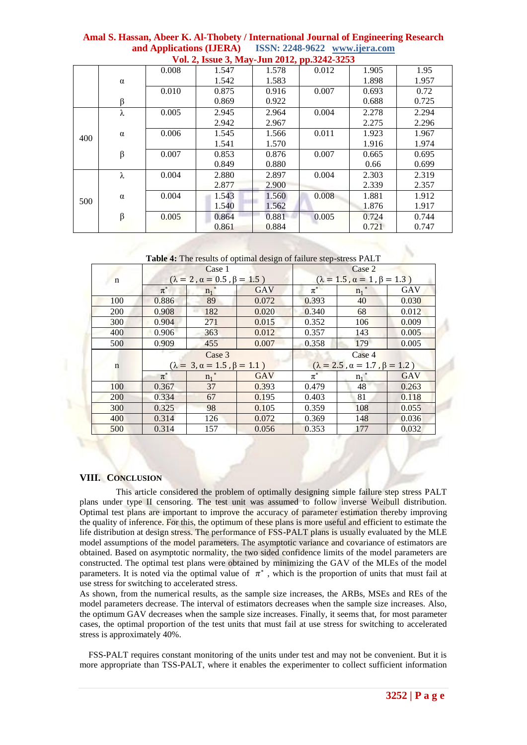|  |  |  |  |  |  |  |  |
|---|---|---|---|---|---|---|---|
|  | α | 0.008 | 1.547<br>1.542 | 1.578<br>1.583 | 0.012 | 1.905<br>1.898 | 1.95<br>1.957 |
|  | β | 0.010 | 0.875<br>0.869 | 0.916<br>0.922 | 0.007 | 0.693<br>0.688 | 0.72<br>0.725 |
| 400 | λ | 0.005 | 2.945<br>2.942 | 2.964<br>2.967 | 0.004 | 2.278<br>2.275 | 2.294<br>2.296 |
|  | α | 0.006 | 1.545<br>1.541 | 1.566<br>1.570 | 0.011 | 1.923<br>1.916 | 1.967<br>1.974 |
|  | β | 0.007 | 0.853<br>0.849 | 0.876<br>0.880 | 0.007 | 0.665<br>0.66 | 0.695<br>0.699 |
| 500 | λ | 0.004 | 2.880<br>2.877 | 2.897<br>2.900 | 0.004 | 2.303<br>2.339 | 2.319<br>2.357 |
|  | α | 0.004 | 1.543<br>1.540 | 1.560<br>1.562 | 0.008 | 1.881<br>1.876 | 1.912<br>1.917 |
|  | β | 0.005 | 0.864<br>0.861 | 0.881<br>0.884 | 0.005 | 0.724<br>0.721 | 0.744<br>0.747 |

**Table 4:** The results of optimal design of failure step-stress PALT

| n | Case 1 ($\lambda = 2, \alpha = 0.5, \beta = 1.5$) | | | Case 2 ($\lambda = 1.5, \alpha = 1, \beta = 1.3$) | | |
|---|---|---|---|---|---|---|
|  | $\pi^*$ | $n_1^*$ | GAV | $\pi^*$ | $n_1^*$ | GAV |
| 100 | 0.886 | 89 | 0.072 | 0.393 | 40 | 0.030 |
| 200 | 0.908 | 182 | 0.020 | 0.340 | 68 | 0.012 |
| 300 | 0.904 | 271 | 0.015 | 0.352 | 106 | 0.009 |
| 400 | 0.906 | 363 | 0.012 | 0.357 | 143 | 0.005 |
| 500 | 0.909 | 455 | 0.007 | 0.358 | 179 | 0.005 |
| n | Case 3 ($\lambda = 3, \alpha = 1.5, \beta = 1.1$) | | | Case 4 ($\lambda = 2.5, \alpha = 1.7, \beta = 1.2$) | | |
|  | $\pi^*$ | $n_1^*$ | GAV | $\pi^*$ | $n_1^*$ | GAV |
| 100 | 0.367 | 37 | 0.393 | 0.479 | 48 | 0.263 |
| 200 | 0.334 | 67 | 0.195 | 0.403 | 81 | 0.118 |
| 300 | 0.325 | 98 | 0.105 | 0.359 | 108 | 0.055 |
| 400 | 0.314 | 126 | 0.072 | 0.369 | 148 | 0.036 |
| 500 | 0.314 | 157 | 0.056 | 0.353 | 177 | 0.032 |

## VIII. Conclusion

This article considered the problem of optimally designing simple failure step stress PALT plans under type II censoring. The test unit was assumed to follow inverse Weibull distribution. Optimal test plans are important to improve the accuracy of parameter estimation thereby improving the quality of inference. For this, the optimum of these plans is more useful and efficient to estimate the life distribution at design stress. The performance of FSS-PALT plans is usually evaluated by the MLE model assumptions of the model parameters. The asymptotic variance and covariance of estimators are obtained. Based on asymptotic normality, the two sided confidence limits of the model parameters are constructed. The optimal test plans were obtained by minimizing the GAV of the MLEs of the model parameters. It is noted via the optimal value of $\pi^*$, which is the proportion of units that must fail at use stress for switching to accelerated stress.

As shown, from the numerical results, as the sample size increases, the ARBs, MSEs and REs of the model parameters decrease. The interval of estimators decreases when the sample size increases. Also, the optimum GAV decreases when the sample size increases. Finally, it seems that, for most parameter cases, the optimal proportion of the test units that must fail at use stress for switching to accelerated stress is approximately 40%.

FSS-PALT requires constant monitoring of the units under test and may not be convenient. But it is more appropriate than TSS-PALT, where it enables the experimenter to collect sufficient information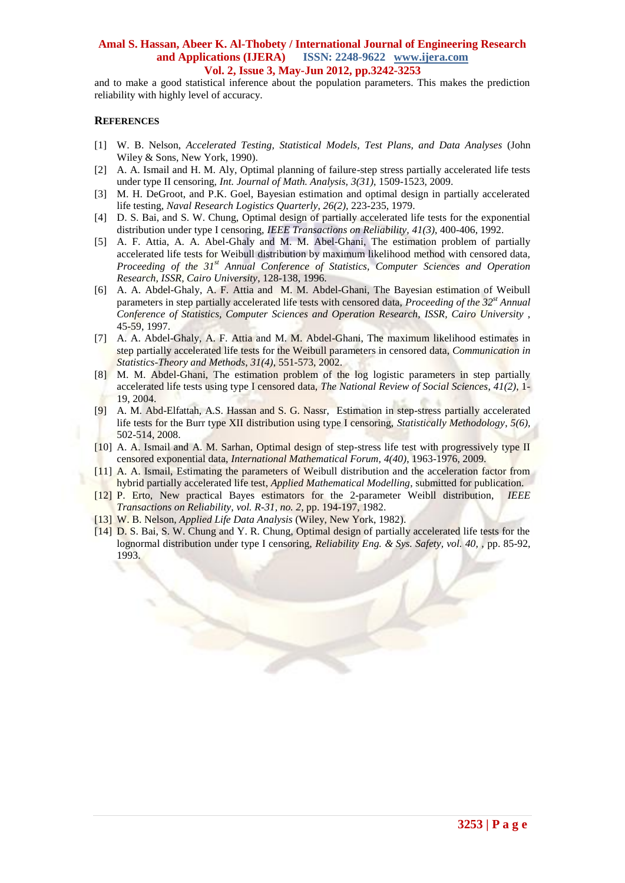and to make a good statistical inference about the population parameters. This makes the prediction reliability with highly level of accuracy.

## REFERENCES

[1] W. B. Nelson, *Accelerated Testing, Statistical Models, Test Plans, and Data Analyses* (John Wiley & Sons, New York, 1990).

[2] A. A. Ismail and H. M. Aly, Optimal planning of failure-step stress partially accelerated life tests under type II censoring, *Int. Journal of Math. Analysis, 3(31)*, 1509-1523, 2009.

[3] M. H. DeGroot, and P.K. Goel, Bayesian estimation and optimal design in partially accelerated life testing, *Naval Research Logistics Quarterly, 26(2)*, 223-235, 1979.

[4] D. S. Bai, and S. W. Chung, Optimal design of partially accelerated life tests for the exponential distribution under type I censoring, *IEEE Transactions on Reliability, 41(3)*, 400-406, 1992.

[5] A. F. Attia, A. A. Abel-Ghaly and M. M. Abel-Ghani, The estimation problem of partially accelerated life tests for Weibull distribution by maximum likelihood method with censored data, *Proceeding of the 31st Annual Conference of Statistics, Computer Sciences and Operation Research, ISSR, Cairo University*, 128-138, 1996.

[6] A. A. Abdel-Ghaly, A. F. Attia and M. M. Abdel-Ghani, The Bayesian estimation of Weibull parameters in step partially accelerated life tests with censored data, *Proceeding of the 32st Annual Conference of Statistics, Computer Sciences and Operation Research, ISSR, Cairo University* , 45-59, 1997.

[7] A. A. Abdel-Ghaly, A. F. Attia and M. M. Abdel-Ghani, The maximum likelihood estimates in step partially accelerated life tests for the Weibull parameters in censored data, *Communication in Statistics-Theory and Methods, 31(4)*, 551-573, 2002.

[8] M. M. Abdel-Ghani, The estimation problem of the log logistic parameters in step partially accelerated life tests using type I censored data, *The National Review of Social Sciences, 41(2)*, 1-19, 2004.

[9] A. M. Abd-Elfattah, A.S. Hassan and S. G. Nassr, Estimation in step-stress partially accelerated life tests for the Burr type XII distribution using type I censoring, *Statistically Methodology, 5(6)*, 502-514, 2008.

[10] A. A. Ismail and A. M. Sarhan, Optimal design of step-stress life test with progressively type II censored exponential data, *International Mathematical Forum, 4(40)*, 1963-1976, 2009.

[11] A. A. Ismail, Estimating the parameters of Weibull distribution and the acceleration factor from hybrid partially accelerated life test, *Applied Mathematical Modelling*, submitted for publication.

[12] P. Erto, New practical Bayes estimators for the 2-parameter Weibll distribution, *IEEE Transactions on Reliability, vol. R-31, no. 2*, pp. 194-197, 1982.

[13] W. B. Nelson, *Applied Life Data Analysis* (Wiley, New York, 1982).

[14] D. S. Bai, S. W. Chung and Y. R. Chung, Optimal design of partially accelerated life tests for the lognormal distribution under type I censoring, *Reliability Eng. & Sys. Safety, vol. 40, ,* pp. 85-92, 1993.